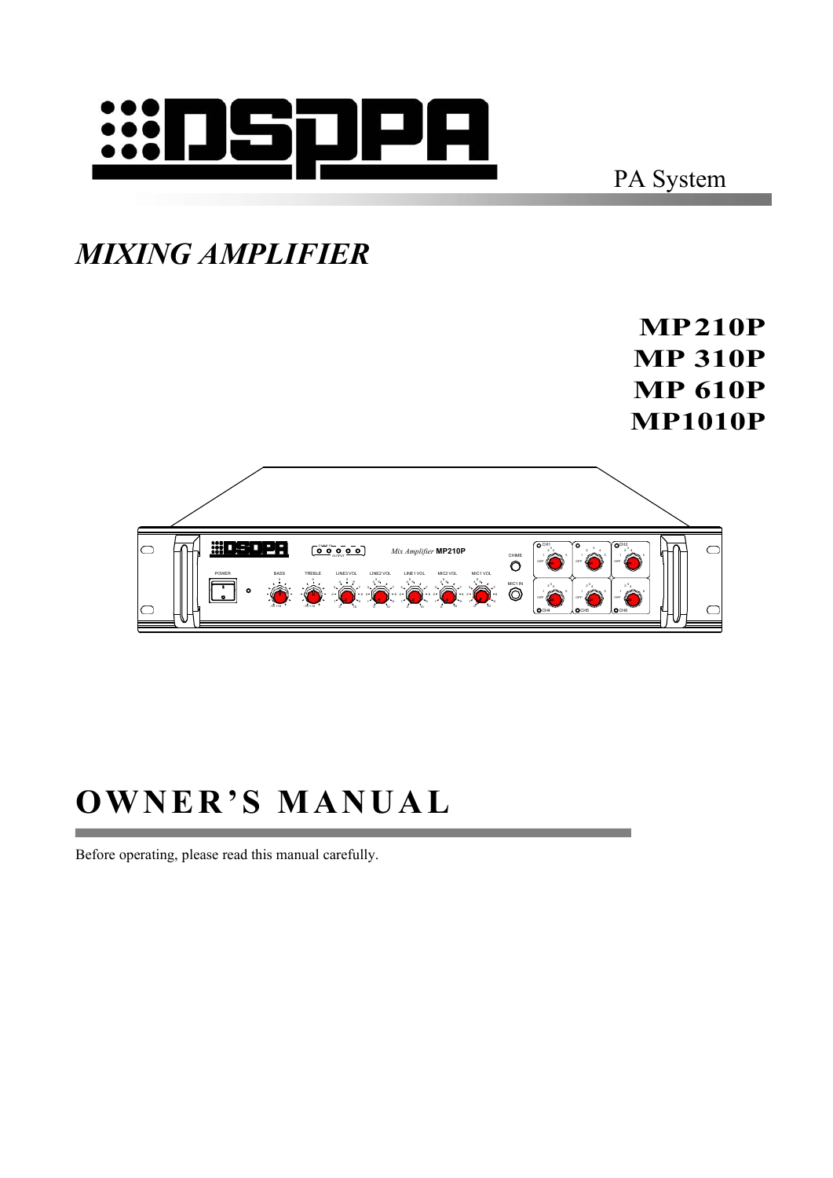DSPPA

PA System

# *MIXING AMPLIFIER*

**MP210P**
**MP 310P**
**MP 610P**
**MP1010P**

# OWNER'S MANUAL

Before operating, please read this manual carefully.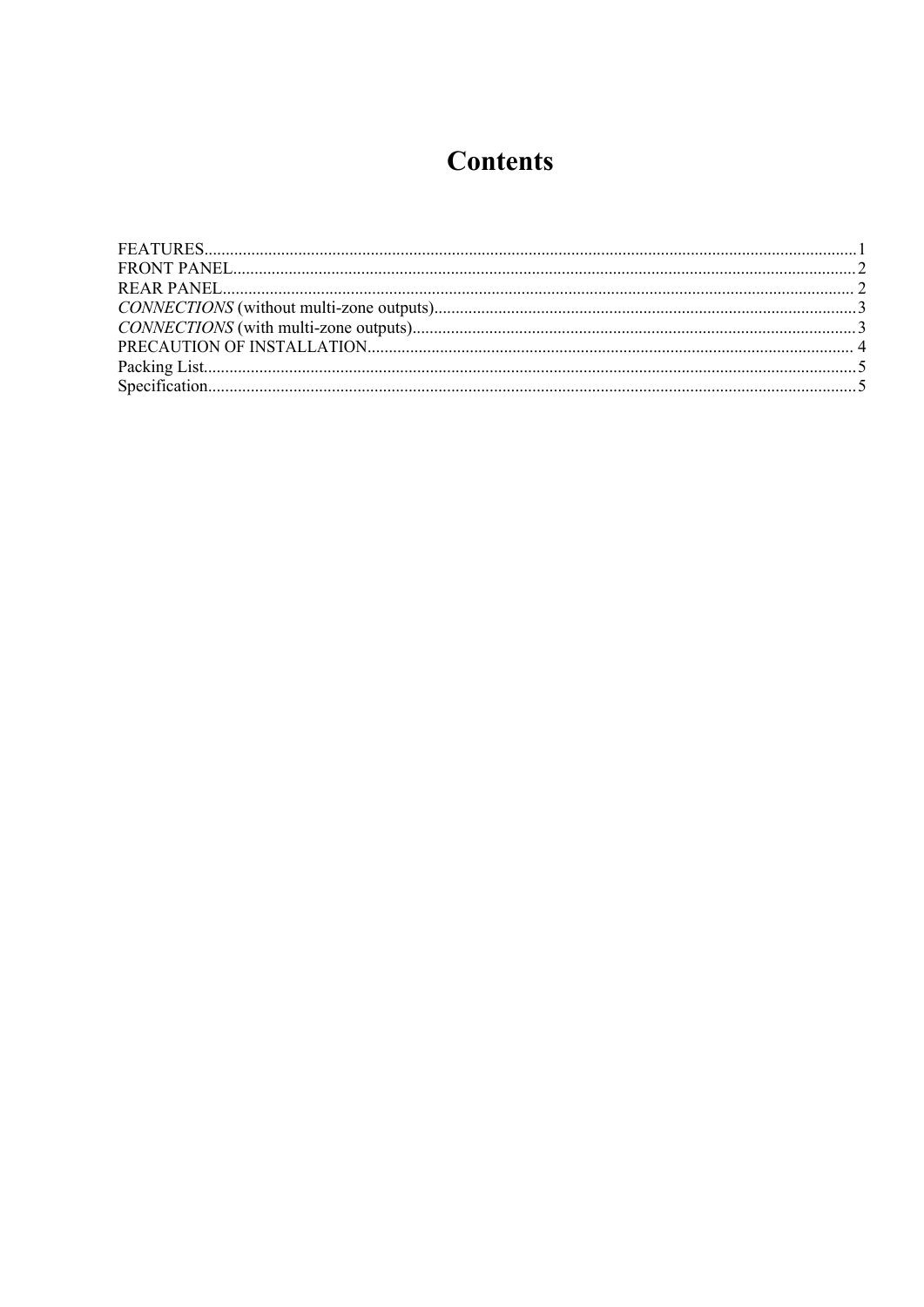# Contents

FEATURES....................................................................................................................................................1
FRONT PANEL..............................................................................................................................................2
REAR PANEL................................................................................................................................................2
*CONNECTIONS* (without multi-zone outputs)...............................................................................................3
*CONNECTIONS* (with multi-zone outputs)....................................................................................................3
PRECAUTION OF INSTALLATION...............................................................................................................4
Packing List...................................................................................................................................................5
Specification..................................................................................................................................................5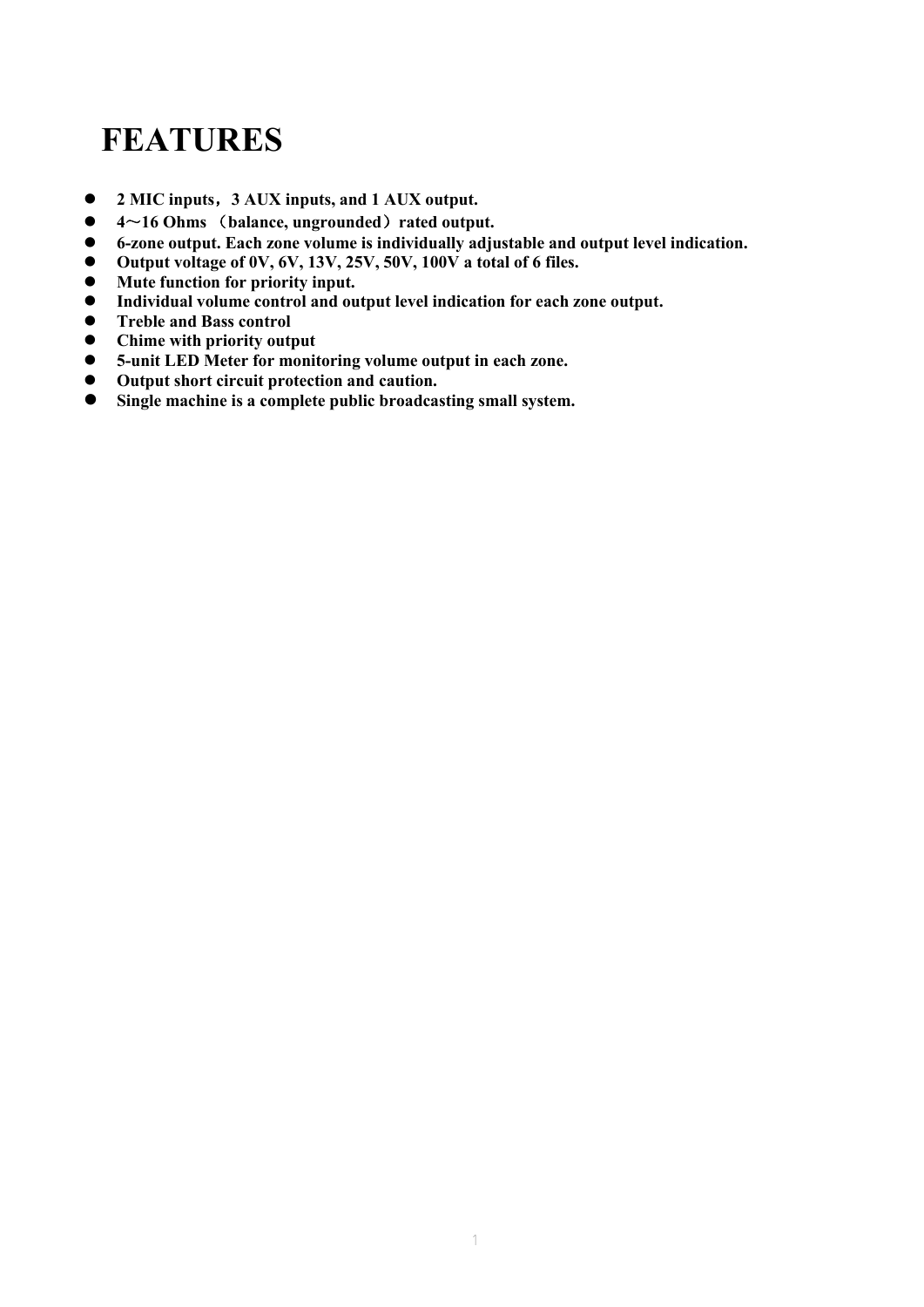# FEATURES

- **2 MIC inputs，3 AUX inputs, and 1 AUX output.**
- **4～16 Ohms （balance, ungrounded）rated output.**
- **6-zone output. Each zone volume is individually adjustable and output level indication.**
- **Output voltage of 0V, 6V, 13V, 25V, 50V, 100V a total of 6 files.**
- **Mute function for priority input.**
- **Individual volume control and output level indication for each zone output.**
- **Treble and Bass control**
- **Chime with priority output**
- **5-unit LED Meter for monitoring volume output in each zone.**
- **Output short circuit protection and caution.**
- **Single machine is a complete public broadcasting small system.**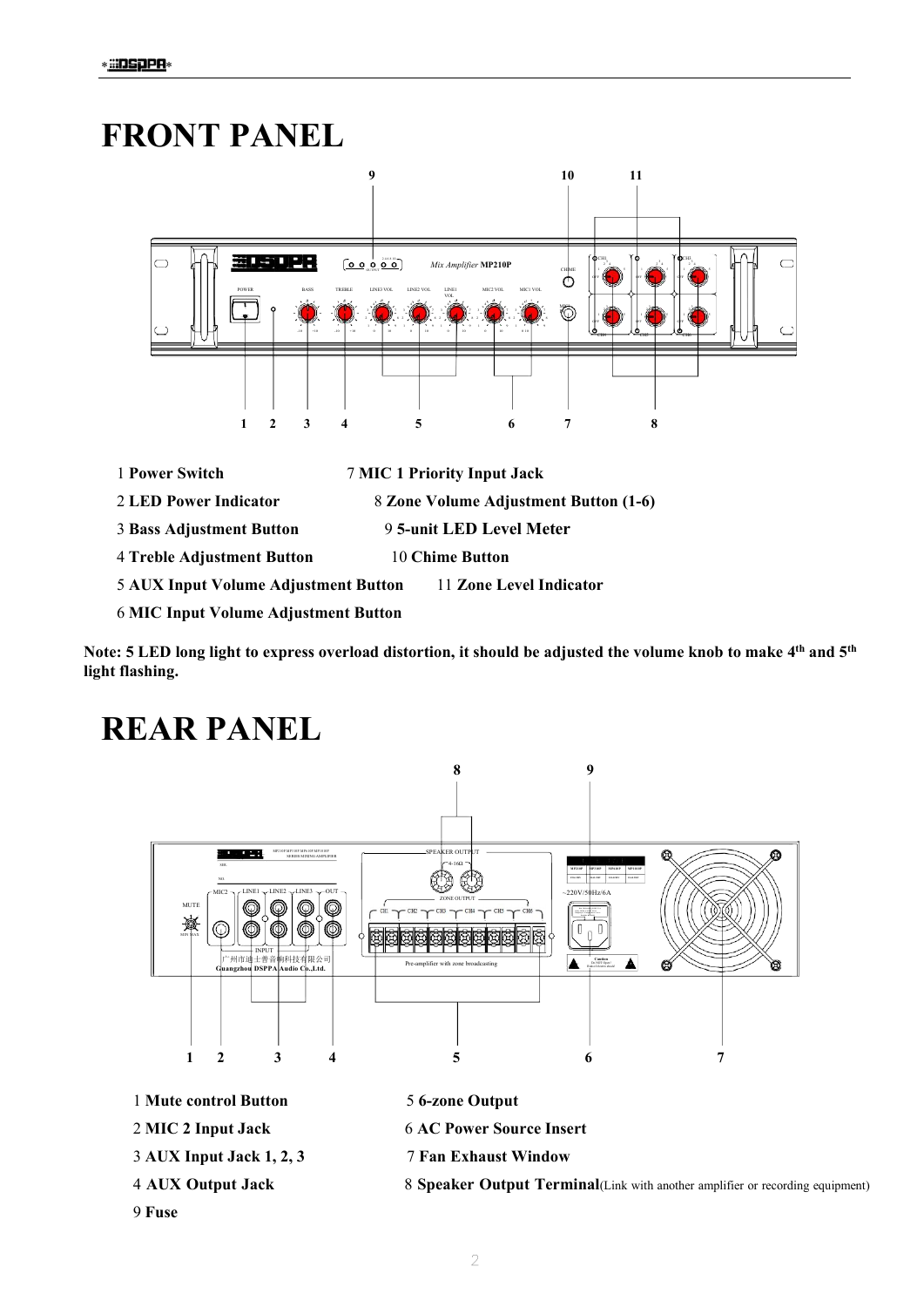# FRONT PANEL

1 **Power Switch**

2 **LED Power Indicator**

3 **Bass Adjustment Button**

4 **Treble Adjustment Button**

5 **AUX Input Volume Adjustment Button**

6 **MIC Input Volume Adjustment Button**

7 **MIC 1 Priority Input Jack**

8 **Zone Volume Adjustment Button (1-6)**

9 **5-unit LED Level Meter**

10 **Chime Button**

11 **Zone Level Indicator**

**Note: 5 LED long light to express overload distortion, it should be adjusted the volume knob to make 4th and 5th light flashing.**

# REAR PANEL

1 **Mute control Button**

2 **MIC 2 Input Jack**

3 **AUX Input Jack 1, 2, 3**

4 **AUX Output Jack**

5 **6-zone Output**

6 **AC Power Source Insert**

7 **Fan Exhaust Window**

8 **Speaker Output Terminal**(Link with another amplifier or recording equipment)

9 **Fuse**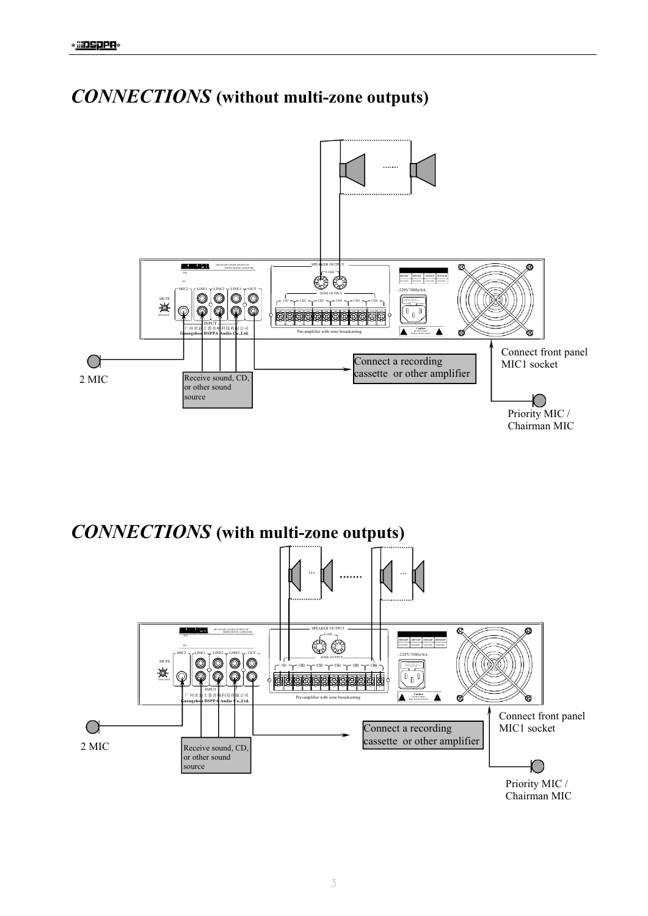# *CONNECTIONS* (without multi-zone outputs)

Connect a recording cassette or other amplifier

Connect front panel MIC1 socket

2 MIC

Receive sound, CD, or other sound source

Priority MIC / Chairman MIC

# *CONNECTIONS* (with multi-zone outputs)

Connect front panel MIC1 socket

Connect a recording cassette or other amplifier

2 MIC

Receive sound, CD, or other sound source

Priority MIC / Chairman MIC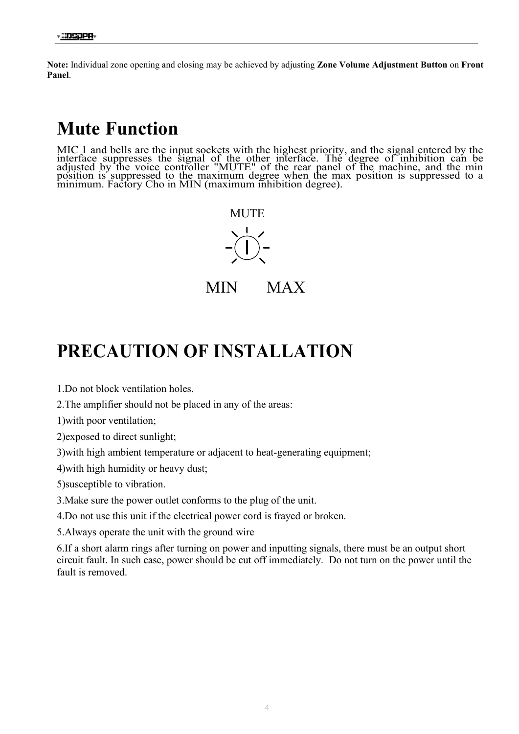**Note:** Individual zone opening and closing may be achieved by adjusting **Zone Volume Adjustment Button** on **Front Panel**.

# Mute Function

MIC 1 and bells are the input sockets with the highest priority, and the signal entered by the interface suppresses the signal of the other interface. The degree of inhibition can be adjusted by the voice controller "MUTE" of the rear panel of the machine, and the min position is suppressed to the maximum degree when the max position is suppressed to a minimum. Factory Cho in MIN (maximum inhibition degree).

MUTE

MIN MAX

# PRECAUTION OF INSTALLATION

1.Do not block ventilation holes.

2.The amplifier should not be placed in any of the areas:

1)with poor ventilation;

2)exposed to direct sunlight;

3)with high ambient temperature or adjacent to heat-generating equipment;

4)with high humidity or heavy dust;

5)susceptible to vibration.

3.Make sure the power outlet conforms to the plug of the unit.

4.Do not use this unit if the electrical power cord is frayed or broken.

5.Always operate the unit with the ground wire

6.If a short alarm rings after turning on power and inputting signals, there must be an output short circuit fault. In such case, power should be cut off immediately. Do not turn on the power until the fault is removed.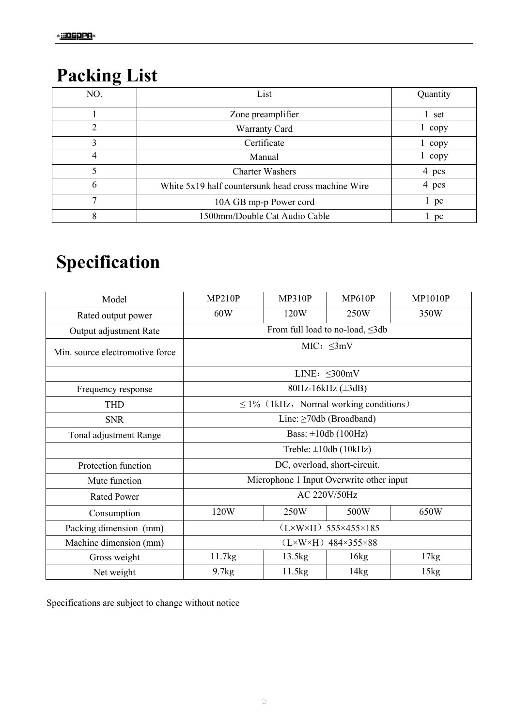# Packing List

| NO. | List | Quantity |
| --- | --- | --- |
| 1 | Zone preamplifier | 1 set |
| 2 | Warranty Card | 1 copy |
| 3 | Certificate | 1 copy |
| 4 | Manual | 1 copy |
| 5 | Charter Washers | 4 pcs |
| 6 | White 5x19 half countersunk head cross machine Wire | 4 pcs |
| 7 | 10A GB mp-p Power cord | 1 pc |
| 8 | 1500mm/Double Cat Audio Cable | 1 pc |

# Specification

| Model | MP210P | MP310P | MP610P | MP1010P |
| --- | --- | --- | --- | --- |
| Rated output power | 60W | 120W | 250W | 350W |
| Output adjustment Rate | From full load to no-load, ≤3db | | | |
| Min. source electromotive force | MIC：≤3mV | | | |
| | LINE：≤300mV | | | |
| Frequency response | 80Hz-16kHz (±3dB) | | | |
| THD | ≤ 1%（1kHz，Normal working conditions） | | | |
| SNR | Line: ≥70db (Broadband) | | | |
| Tonal adjustment Range | Bass: ±10db (100Hz) | | | |
| | Treble: ±10db (10kHz) | | | |
| Protection function | DC, overload, short-circuit. | | | |
| Mute function | Microphone 1 Input Overwrite other input | | | |
| Rated Power | AC 220V/50Hz | | | |
| Consumption | 120W | 250W | 500W | 650W |
| Packing dimension (mm) | （L×W×H）555×455×185 | | | |
| Machine dimension (mm) | （L×W×H）484×355×88 | | | |
| Gross weight | 11.7kg | 13.5kg | 16kg | 17kg |
| Net weight | 9.7kg | 11.5kg | 14kg | 15kg |

Specifications are subject to change without notice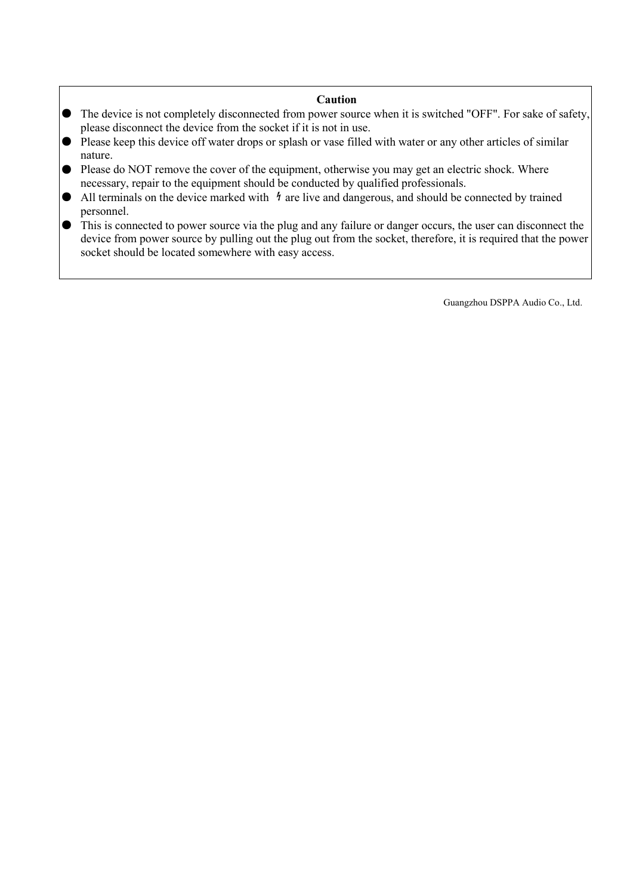**Caution**

- The device is not completely disconnected from power source when it is switched "OFF". For sake of safety, please disconnect the device from the socket if it is not in use.
- Please keep this device off water drops or splash or vase filled with water or any other articles of similar nature.
- Please do NOT remove the cover of the equipment, otherwise you may get an electric shock. Where necessary, repair to the equipment should be conducted by qualified professionals.
- All terminals on the device marked with ϟ are live and dangerous, and should be connected by trained personnel.
- This is connected to power source via the plug and any failure or danger occurs, the user can disconnect the device from power source by pulling out the plug out from the socket, therefore, it is required that the power socket should be located somewhere with easy access.

Guangzhou DSPPA Audio Co., Ltd.